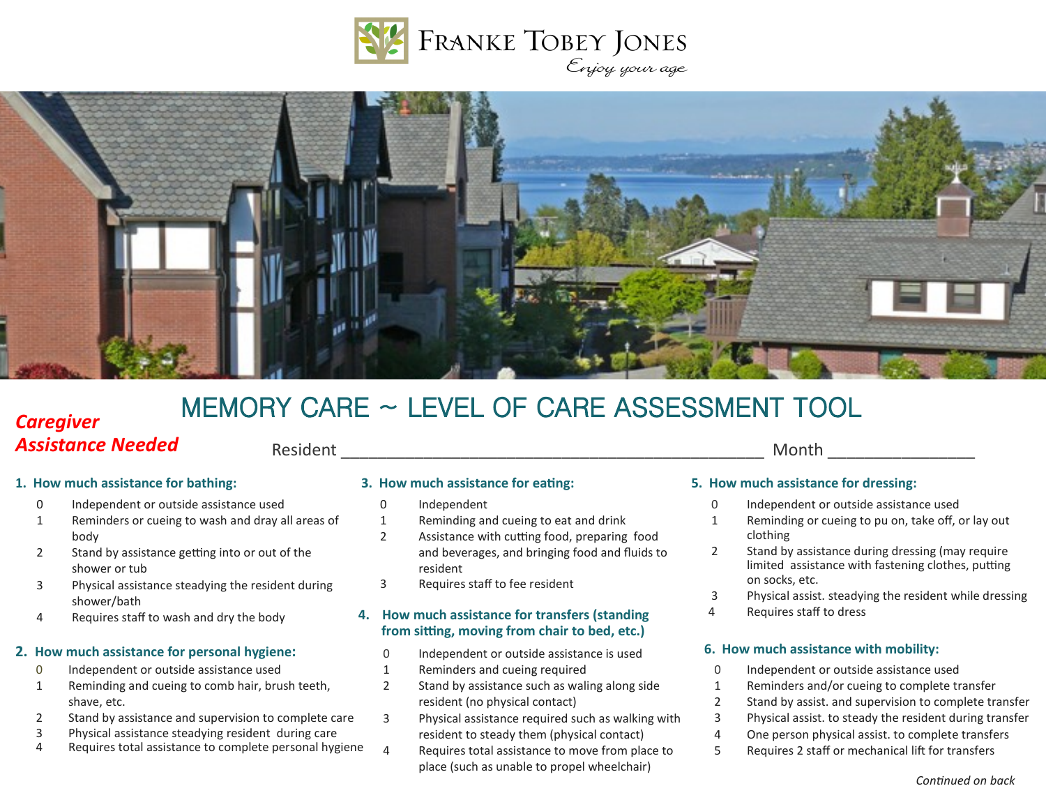FRANKE TOBEY JONES

*Enjoy your age*

# MEMORY CARE ~ LEVEL OF CARE ASSESSMENT TOOL

***Caregiver Assistance Needed***

Resident ______________________________________________ Month ________________

### 1. How much assistance for bathing:

- 0 Independent or outside assistance used
- 1 Reminders or cueing to wash and dray all areas of body
- 2 Stand by assistance getting into or out of the shower or tub
- 3 Physical assistance steadying the resident during shower/bath
- 4 Requires staff to wash and dry the body

### 2. How much assistance for personal hygiene:

- 0 Independent or outside assistance used
- 1 Reminding and cueing to comb hair, brush teeth, shave, etc.
- 2 Stand by assistance and supervision to complete care
- 3 Physical assistance steadying resident during care
- 4 Requires total assistance to complete personal hygiene

### 3. How much assistance for eating:

- 0 Independent
- 1 Reminding and cueing to eat and drink
- 2 Assistance with cutting food, preparing food and beverages, and bringing food and fluids to resident
- 3 Requires staff to fee resident

### 4. How much assistance for transfers (standing from sitting, moving from chair to bed, etc.)

- 0 Independent or outside assistance is used
- 1 Reminders and cueing required
- 2 Stand by assistance such as waling along side resident (no physical contact)
- 3 Physical assistance required such as walking with resident to steady them (physical contact)
- 4 Requires total assistance to move from place to place (such as unable to propel wheelchair)

### 5. How much assistance for dressing:

- 0 Independent or outside assistance used
- 1 Reminding or cueing to pu on, take off, or lay out clothing
- 2 Stand by assistance during dressing (may require limited assistance with fastening clothes, putting on socks, etc.
- 3 Physical assist. steadying the resident while dressing
- 4 Requires staff to dress

### 6. How much assistance with mobility:

- 0 Independent or outside assistance used
- 1 Reminders and/or cueing to complete transfer
- 2 Stand by assist. and supervision to complete transfer
- 3 Physical assist. to steady the resident during transfer
- 4 One person physical assist. to complete transfers
- 5 Requires 2 staff or mechanical lift for transfers

*Continued on back*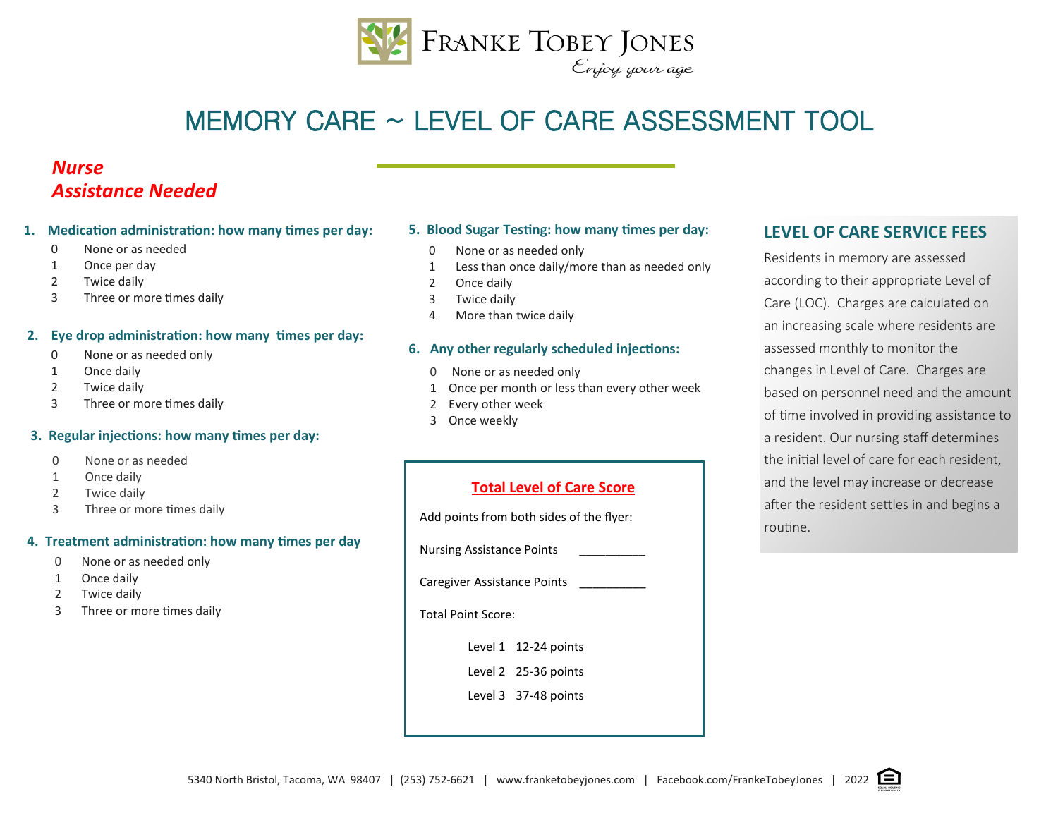FRANKE TOBEY JONES

*Enjoy your age*

# MEMORY CARE ~ LEVEL OF CARE ASSESSMENT TOOL

***Nurse Assistance Needed***

**1. Medication administration: how many times per day:**

- 0 None or as needed
- 1 Once per day
- 2 Twice daily
- 3 Three or more times daily

**2. Eye drop administration: how many times per day:**

- 0 None or as needed only
- 1 Once daily
- 2 Twice daily
- 3 Three or more times daily

**3. Regular injections: how many times per day:**

- 0 None or as needed
- 1 Once daily
- 2 Twice daily
- 3 Three or more times daily

**4. Treatment administration: how many times per day**

- 0 None or as needed only
- 1 Once daily
- 2 Twice daily
- 3 Three or more times daily

**5. Blood Sugar Testing: how many times per day:**

- 0 None or as needed only
- 1 Less than once daily/more than as needed only
- 2 Once daily
- 3 Twice daily
- 4 More than twice daily

**6. Any other regularly scheduled injections:**

- 0 None or as needed only
- 1 Once per month or less than every other week
- 2 Every other week
- 3 Once weekly

**Total Level of Care Score**

Add points from both sides of the flyer:

Nursing Assistance Points __________

Caregiver Assistance Points __________

Total Point Score:

Level 1 12-24 points

Level 2 25-36 points

Level 3 37-48 points

## LEVEL OF CARE SERVICE FEES

Residents in memory are assessed according to their appropriate Level of Care (LOC). Charges are calculated on an increasing scale where residents are assessed monthly to monitor the changes in Level of Care. Charges are based on personnel need and the amount of time involved in providing assistance to a resident. Our nursing staff determines the initial level of care for each resident, and the level may increase or decrease after the resident settles in and begins a routine.

5340 North Bristol, Tacoma, WA 98407 | (253) 752-6621 | www.franketobeyjones.com | Facebook.com/FrankeTobeyJones | 2022